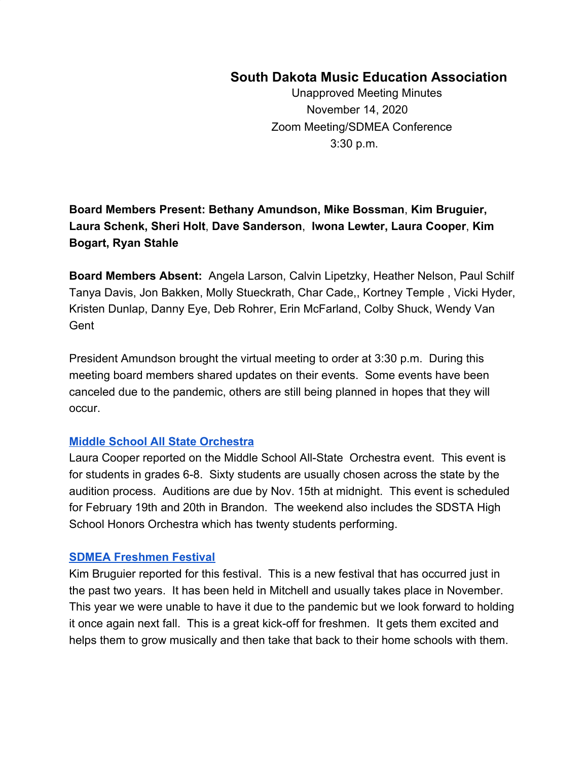# South Dakota Music Education Association

Unapproved Meeting Minutes
November 14, 2020
Zoom Meeting/SDMEA Conference
3:30 p.m.

**Board Members Present: Bethany Amundson, Mike Bossman, Kim Bruguier, Laura Schenk, Sheri Holt, Dave Sanderson, Iwona Lewter, Laura Cooper, Kim Bogart, Ryan Stahle**

**Board Members Absent:** Angela Larson, Calvin Lipetzky, Heather Nelson, Paul Schilf Tanya Davis, Jon Bakken, Molly Stueckrath, Char Cade,, Kortney Temple , Vicki Hyder, Kristen Dunlap, Danny Eye, Deb Rohrer, Erin McFarland, Colby Shuck, Wendy Van Gent

President Amundson brought the virtual meeting to order at 3:30 p.m. During this meeting board members shared updates on their events. Some events have been canceled due to the pandemic, others are still being planned in hopes that they will occur.

### Middle School All State Orchestra

Laura Cooper reported on the Middle School All-State Orchestra event. This event is for students in grades 6-8. Sixty students are usually chosen across the state by the audition process. Auditions are due by Nov. 15th at midnight. This event is scheduled for February 19th and 20th in Brandon. The weekend also includes the SDSTA High School Honors Orchestra which has twenty students performing.

### SDMEA Freshmen Festival

Kim Bruguier reported for this festival. This is a new festival that has occurred just in the past two years. It has been held in Mitchell and usually takes place in November. This year we were unable to have it due to the pandemic but we look forward to holding it once again next fall. This is a great kick-off for freshmen. It gets them excited and helps them to grow musically and then take that back to their home schools with them.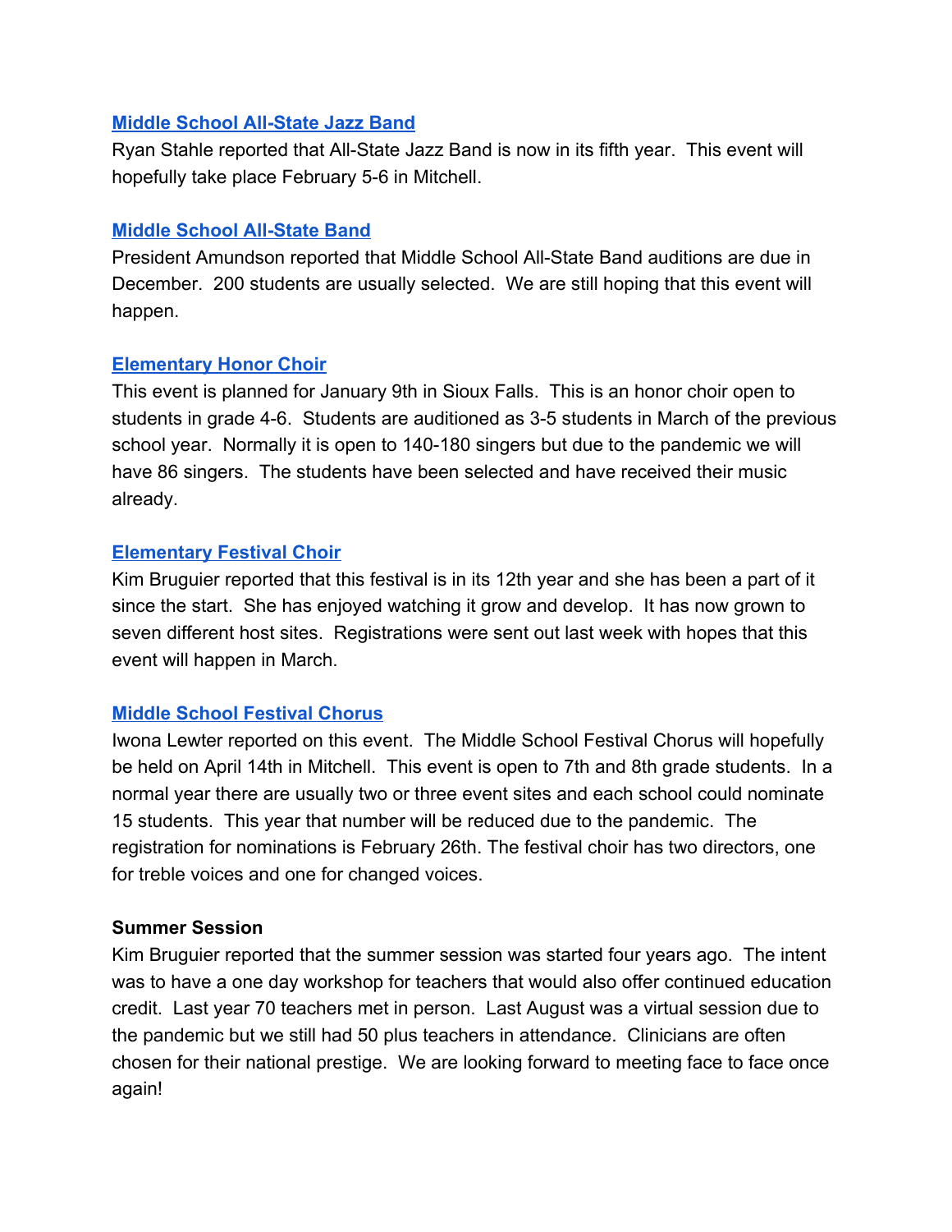### [Middle School All-State Jazz Band]

Ryan Stahle reported that All-State Jazz Band is now in its fifth year. This event will hopefully take place February 5-6 in Mitchell.

### [Middle School All-State Band]

President Amundson reported that Middle School All-State Band auditions are due in December. 200 students are usually selected. We are still hoping that this event will happen.

### [Elementary Honor Choir]

This event is planned for January 9th in Sioux Falls. This is an honor choir open to students in grade 4-6. Students are auditioned as 3-5 students in March of the previous school year. Normally it is open to 140-180 singers but due to the pandemic we will have 86 singers. The students have been selected and have received their music already.

### [Elementary Festival Choir]

Kim Bruguier reported that this festival is in its 12th year and she has been a part of it since the start. She has enjoyed watching it grow and develop. It has now grown to seven different host sites. Registrations were sent out last week with hopes that this event will happen in March.

### [Middle School Festival Chorus]

Iwona Lewter reported on this event. The Middle School Festival Chorus will hopefully be held on April 14th in Mitchell. This event is open to 7th and 8th grade students. In a normal year there are usually two or three event sites and each school could nominate 15 students. This year that number will be reduced due to the pandemic. The registration for nominations is February 26th. The festival choir has two directors, one for treble voices and one for changed voices.

**Summer Session**

Kim Bruguier reported that the summer session was started four years ago. The intent was to have a one day workshop for teachers that would also offer continued education credit. Last year 70 teachers met in person. Last August was a virtual session due to the pandemic but we still had 50 plus teachers in attendance. Clinicians are often chosen for their national prestige. We are looking forward to meeting face to face once again!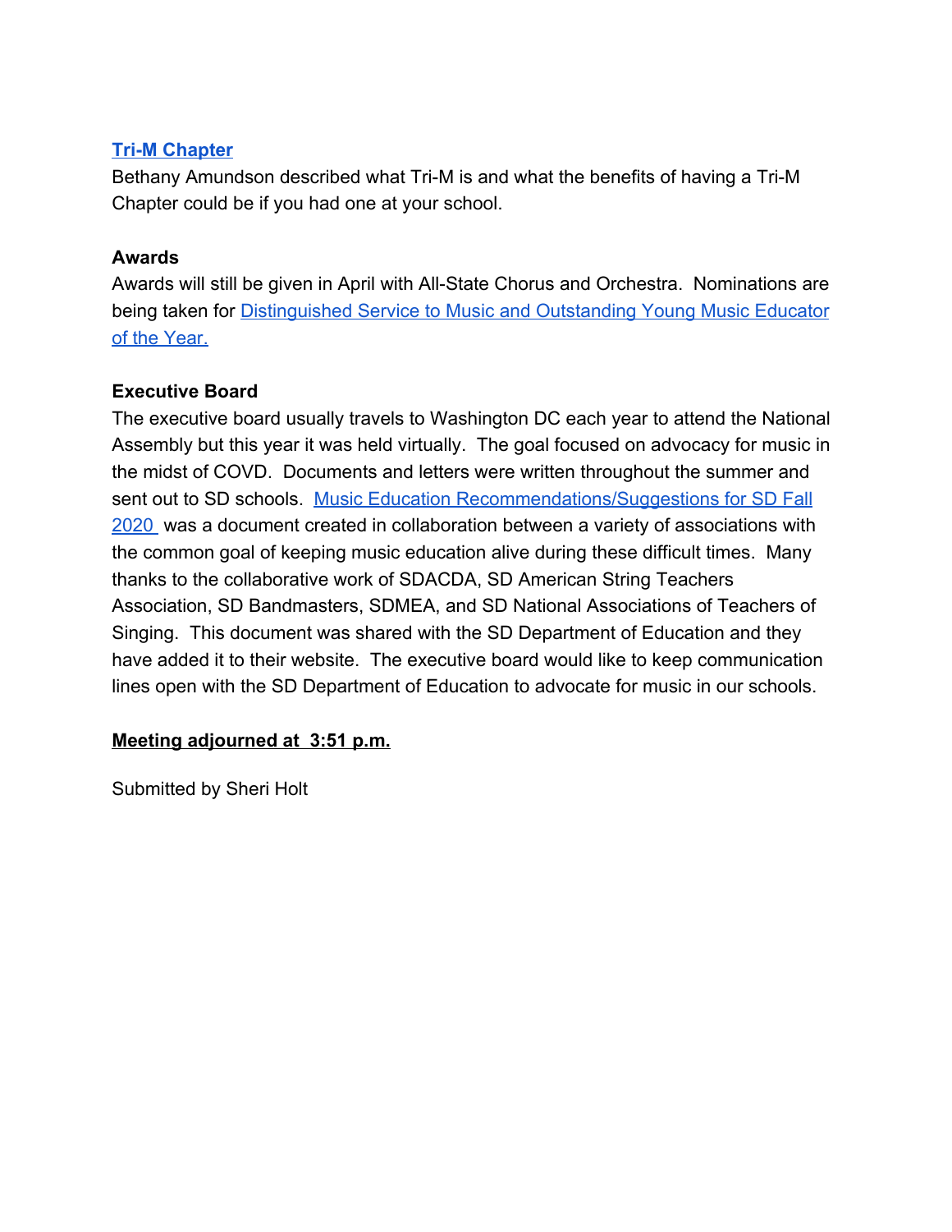**Tri-M Chapter**

Bethany Amundson described what Tri-M is and what the benefits of having a Tri-M Chapter could be if you had one at your school.

**Awards**

Awards will still be given in April with All-State Chorus and Orchestra. Nominations are being taken for Distinguished Service to Music and Outstanding Young Music Educator of the Year.

**Executive Board**

The executive board usually travels to Washington DC each year to attend the National Assembly but this year it was held virtually. The goal focused on advocacy for music in the midst of COVD. Documents and letters were written throughout the summer and sent out to SD schools. Music Education Recommendations/Suggestions for SD Fall 2020 was a document created in collaboration between a variety of associations with the common goal of keeping music education alive during these difficult times. Many thanks to the collaborative work of SDACDA, SD American String Teachers Association, SD Bandmasters, SDMEA, and SD National Associations of Teachers of Singing. This document was shared with the SD Department of Education and they have added it to their website. The executive board would like to keep communication lines open with the SD Department of Education to advocate for music in our schools.

**Meeting adjourned at 3:51 p.m.**

Submitted by Sheri Holt